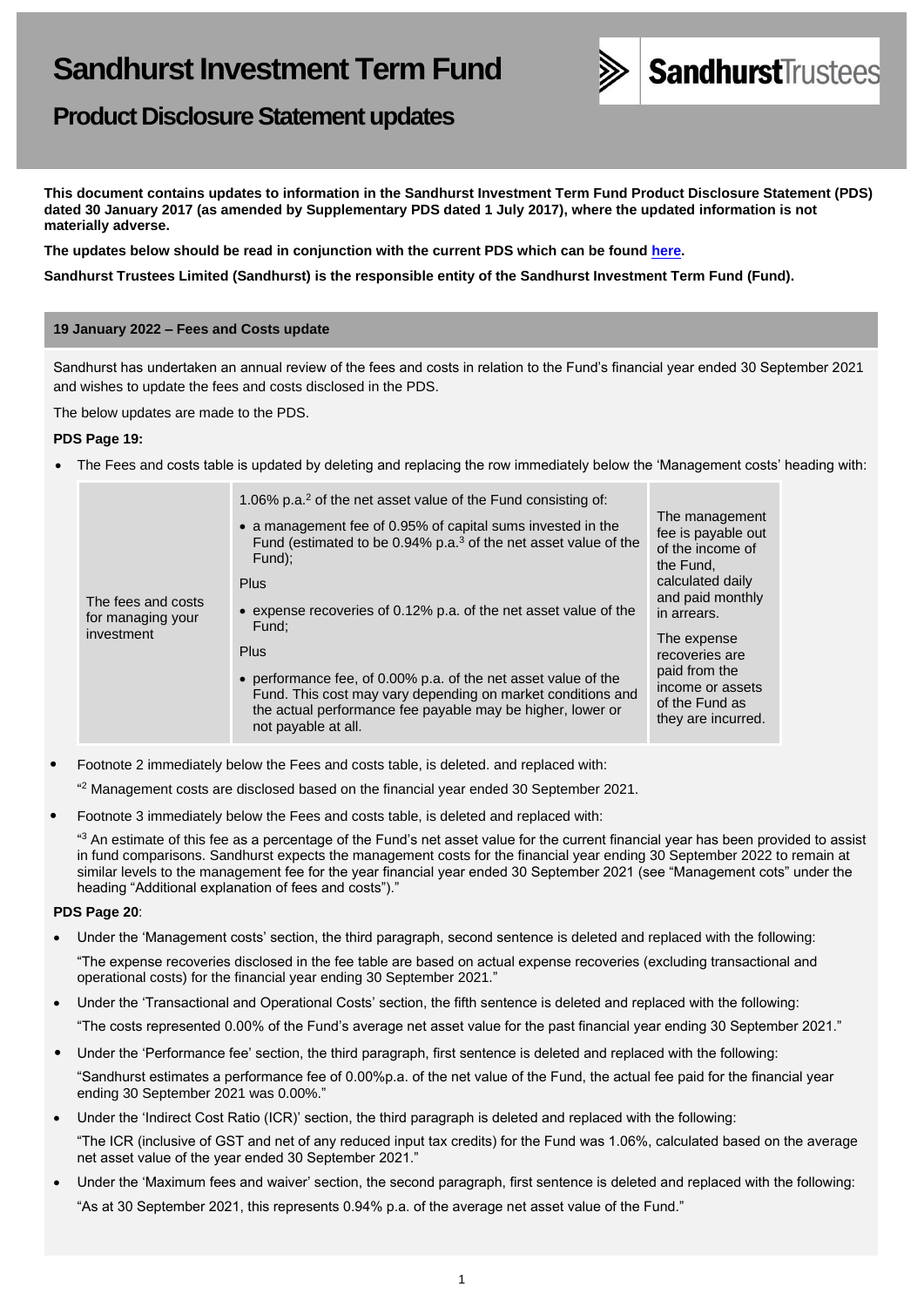# Sandhurst Investment Term Fund

## Product Disclosure Statement updates

**This document contains updates to information in the Sandhurst Investment Term Fund Product Disclosure Statement (PDS) dated 30 January 2017 (as amended by Supplementary PDS dated 1 July 2017), where the updated information is not materially adverse.**

**The updates below should be read in conjunction with the current PDS which can be found here.**

**Sandhurst Trustees Limited (Sandhurst) is the responsible entity of the Sandhurst Investment Term Fund (Fund).**

### 19 January 2022 – Fees and Costs update

Sandhurst has undertaken an annual review of the fees and costs in relation to the Fund's financial year ended 30 September 2021 and wishes to update the fees and costs disclosed in the PDS.

The below updates are made to the PDS.

**PDS Page 19:**

- The Fees and costs table is updated by deleting and replacing the row immediately below the 'Management costs' heading with:

| | | |
|---|---|---|
| The fees and costs for managing your investment | 1.06% p.a.[2] of the net asset value of the Fund consisting of:<br>• a management fee of 0.95% of capital sums invested in the Fund (estimated to be 0.94% p.a.[3] of the net asset value of the Fund);<br>Plus<br>• expense recoveries of 0.12% p.a. of the net asset value of the Fund;<br>Plus<br>• performance fee, of 0.00% p.a. of the net asset value of the Fund. This cost may vary depending on market conditions and the actual performance fee payable may be higher, lower or not payable at all. | The management fee is payable out of the income of the Fund, calculated daily and paid monthly in arrears.<br>The expense recoveries are paid from the income or assets of the Fund as they are incurred. |

- Footnote 2 immediately below the Fees and costs table, is deleted. and replaced with:

  "[2] Management costs are disclosed based on the financial year ended 30 September 2021.

- Footnote 3 immediately below the Fees and costs table, is deleted and replaced with:

  "[3] An estimate of this fee as a percentage of the Fund's net asset value for the current financial year has been provided to assist in fund comparisons. Sandhurst expects the management costs for the financial year ending 30 September 2022 to remain at similar levels to the management fee for the year financial year ended 30 September 2021 (see "Management cots" under the heading "Additional explanation of fees and costs")."

**PDS Page 20**:

- Under the 'Management costs' section, the third paragraph, second sentence is deleted and replaced with the following:

  "The expense recoveries disclosed in the fee table are based on actual expense recoveries (excluding transactional and operational costs) for the financial year ending 30 September 2021."

- Under the 'Transactional and Operational Costs' section, the fifth sentence is deleted and replaced with the following:

  "The costs represented 0.00% of the Fund's average net asset value for the past financial year ending 30 September 2021."

- Under the 'Performance fee' section, the third paragraph, first sentence is deleted and replaced with the following:

  "Sandhurst estimates a performance fee of 0.00%p.a. of the net value of the Fund, the actual fee paid for the financial year ending 30 September 2021 was 0.00%."

- Under the 'Indirect Cost Ratio (ICR)' section, the third paragraph is deleted and replaced with the following:

  "The ICR (inclusive of GST and net of any reduced input tax credits) for the Fund was 1.06%, calculated based on the average net asset value of the year ended 30 September 2021."

- Under the 'Maximum fees and waiver' section, the second paragraph, first sentence is deleted and replaced with the following:

  "As at 30 September 2021, this represents 0.94% p.a. of the average net asset value of the Fund."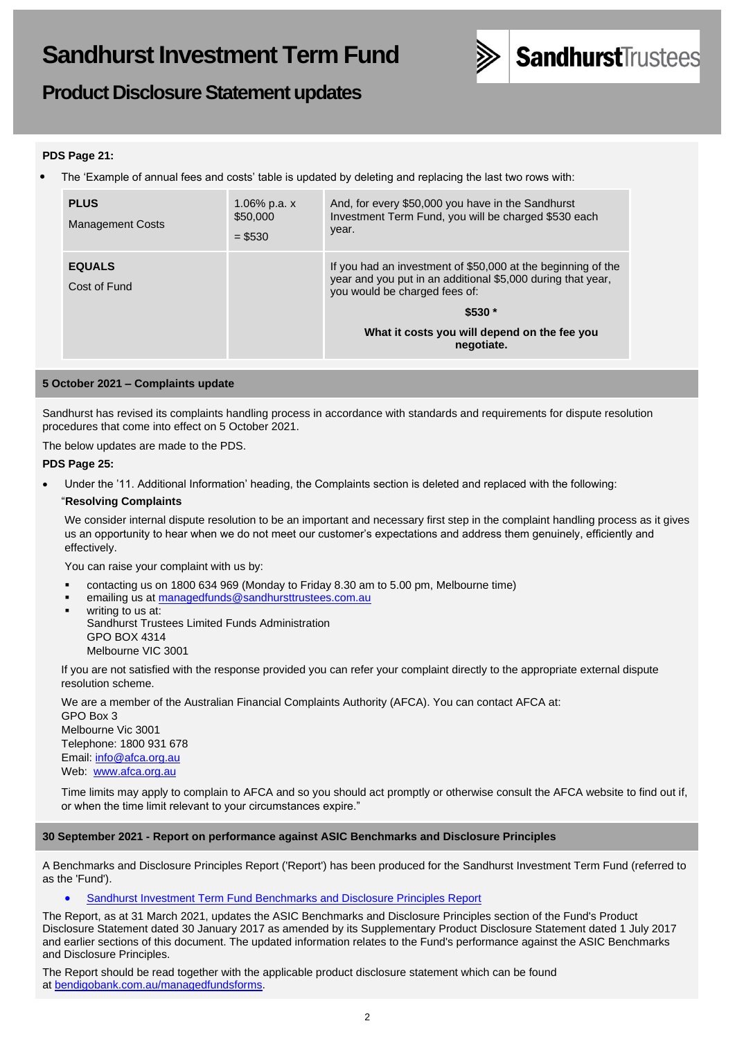# Sandhurst Investment Term Fund

## Product Disclosure Statement updates

**PDS Page 21:**

- The 'Example of annual fees and costs' table is updated by deleting and replacing the last two rows with:

| | | |
|---|---|---|
| **PLUS** Management Costs | 1.06% p.a. x $50,000 = $530 | And, for every $50,000 you have in the Sandhurst Investment Term Fund, you will be charged $530 each year. |
| **EQUALS** Cost of Fund | | If you had an investment of $50,000 at the beginning of the year and you put in an additional $5,000 during that year, you would be charged fees of: **$530 \*** **What it costs you will depend on the fee you negotiate.** |

### 5 October 2021 – Complaints update

Sandhurst has revised its complaints handling process in accordance with standards and requirements for dispute resolution procedures that come into effect on 5 October 2021.

The below updates are made to the PDS.

**PDS Page 25:**

- Under the '11. Additional Information' heading, the Complaints section is deleted and replaced with the following:

"**Resolving Complaints**

We consider internal dispute resolution to be an important and necessary first step in the complaint handling process as it gives us an opportunity to hear when we do not meet our customer's expectations and address them genuinely, efficiently and effectively.

You can raise your complaint with us by:

- contacting us on 1800 634 969 (Monday to Friday 8.30 am to 5.00 pm, Melbourne time)
- emailing us at managedfunds@sandhursttrustees.com.au
- writing to us at:
  Sandhurst Trustees Limited Funds Administration
  GPO BOX 4314
  Melbourne VIC 3001

If you are not satisfied with the response provided you can refer your complaint directly to the appropriate external dispute resolution scheme.

We are a member of the Australian Financial Complaints Authority (AFCA). You can contact AFCA at:
GPO Box 3
Melbourne Vic 3001
Telephone: 1800 931 678
Email: info@afca.org.au
Web: www.afca.org.au

Time limits may apply to complain to AFCA and so you should act promptly or otherwise consult the AFCA website to find out if, or when the time limit relevant to your circumstances expire."

### 30 September 2021 - Report on performance against ASIC Benchmarks and Disclosure Principles

A Benchmarks and Disclosure Principles Report ('Report') has been produced for the Sandhurst Investment Term Fund (referred to as the 'Fund').

- Sandhurst Investment Term Fund Benchmarks and Disclosure Principles Report

The Report, as at 31 March 2021, updates the ASIC Benchmarks and Disclosure Principles section of the Fund's Product Disclosure Statement dated 30 January 2017 as amended by its Supplementary Product Disclosure Statement dated 1 July 2017 and earlier sections of this document. The updated information relates to the Fund's performance against the ASIC Benchmarks and Disclosure Principles.

The Report should be read together with the applicable product disclosure statement which can be found at bendigobank.com.au/managedfundsforms.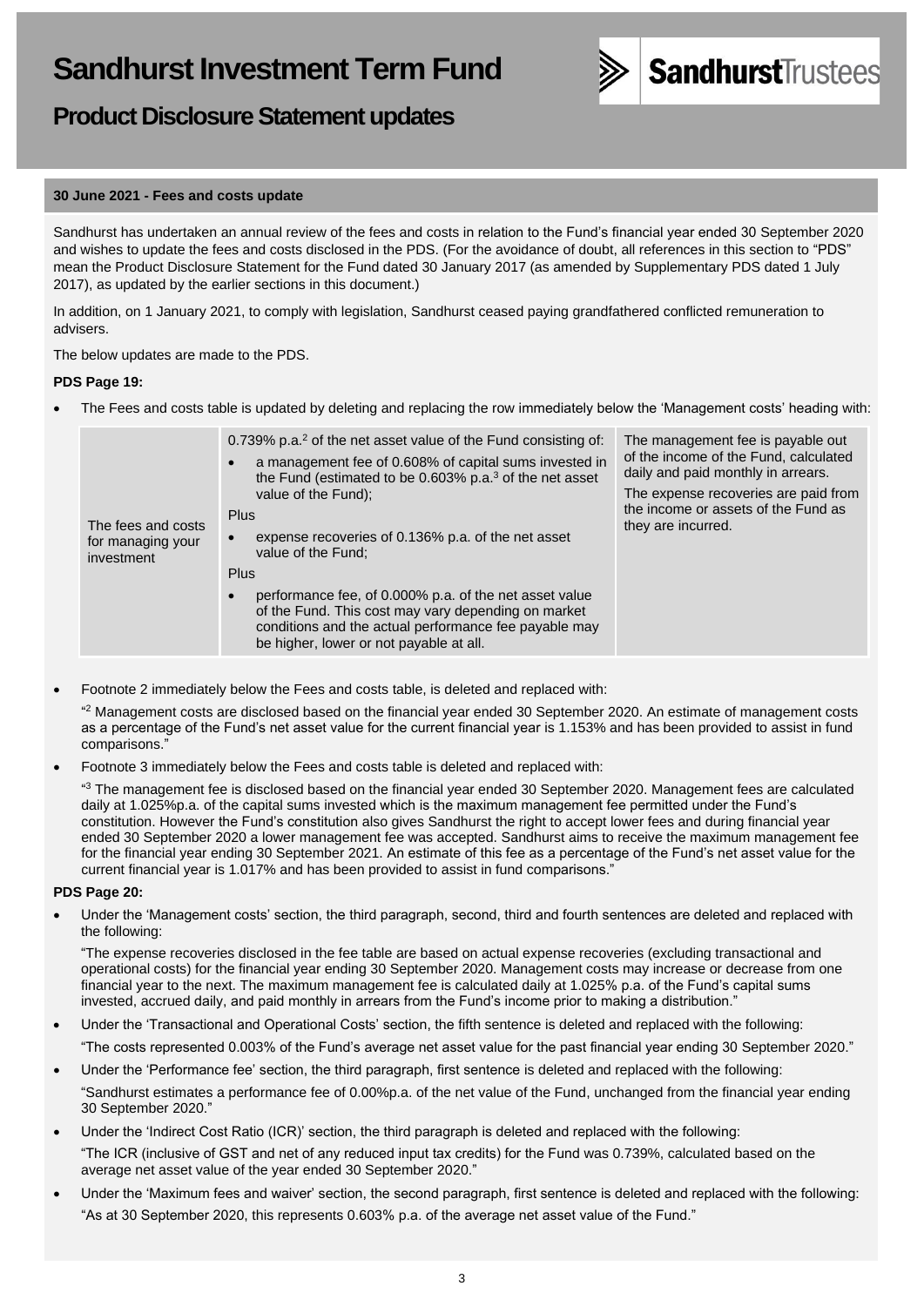# Sandhurst Investment Term Fund

## Product Disclosure Statement updates

### 30 June 2021 - Fees and costs update

Sandhurst has undertaken an annual review of the fees and costs in relation to the Fund's financial year ended 30 September 2020 and wishes to update the fees and costs disclosed in the PDS. (For the avoidance of doubt, all references in this section to "PDS" mean the Product Disclosure Statement for the Fund dated 30 January 2017 (as amended by Supplementary PDS dated 1 July 2017), as updated by the earlier sections in this document.)

In addition, on 1 January 2021, to comply with legislation, Sandhurst ceased paying grandfathered conflicted remuneration to advisers.

The below updates are made to the PDS.

**PDS Page 19:**

- The Fees and costs table is updated by deleting and replacing the row immediately below the 'Management costs' heading with:

| | | |
|---|---|---|
| The fees and costs for managing your investment | 0.739% p.a.[2] of the net asset value of the Fund consisting of:<br>• a management fee of 0.608% of capital sums invested in the Fund (estimated to be 0.603% p.a.[3] of the net asset value of the Fund);<br>Plus<br>• expense recoveries of 0.136% p.a. of the net asset value of the Fund;<br>Plus<br>• performance fee, of 0.000% p.a. of the net asset value of the Fund. This cost may vary depending on market conditions and the actual performance fee payable may be higher, lower or not payable at all. | The management fee is payable out of the income of the Fund, calculated daily and paid monthly in arrears.<br>The expense recoveries are paid from the income or assets of the Fund as they are incurred. |

- Footnote 2 immediately below the Fees and costs table, is deleted and replaced with:

  "[2] Management costs are disclosed based on the financial year ended 30 September 2020. An estimate of management costs as a percentage of the Fund's net asset value for the current financial year is 1.153% and has been provided to assist in fund comparisons."

- Footnote 3 immediately below the Fees and costs table is deleted and replaced with:

  "[3] The management fee is disclosed based on the financial year ended 30 September 2020. Management fees are calculated daily at 1.025%p.a. of the capital sums invested which is the maximum management fee permitted under the Fund's constitution. However the Fund's constitution also gives Sandhurst the right to accept lower fees and during financial year ended 30 September 2020 a lower management fee was accepted. Sandhurst aims to receive the maximum management fee for the financial year ending 30 September 2021. An estimate of this fee as a percentage of the Fund's net asset value for the current financial year is 1.017% and has been provided to assist in fund comparisons."

**PDS Page 20:**

- Under the 'Management costs' section, the third paragraph, second, third and fourth sentences are deleted and replaced with the following:

  "The expense recoveries disclosed in the fee table are based on actual expense recoveries (excluding transactional and operational costs) for the financial year ending 30 September 2020. Management costs may increase or decrease from one financial year to the next. The maximum management fee is calculated daily at 1.025% p.a. of the Fund's capital sums invested, accrued daily, and paid monthly in arrears from the Fund's income prior to making a distribution."

- Under the 'Transactional and Operational Costs' section, the fifth sentence is deleted and replaced with the following:

  "The costs represented 0.003% of the Fund's average net asset value for the past financial year ending 30 September 2020."

- Under the 'Performance fee' section, the third paragraph, first sentence is deleted and replaced with the following:

  "Sandhurst estimates a performance fee of 0.00%p.a. of the net value of the Fund, unchanged from the financial year ending 30 September 2020."

- Under the 'Indirect Cost Ratio (ICR)' section, the third paragraph is deleted and replaced with the following:

  "The ICR (inclusive of GST and net of any reduced input tax credits) for the Fund was 0.739%, calculated based on the average net asset value of the year ended 30 September 2020."

- Under the 'Maximum fees and waiver' section, the second paragraph, first sentence is deleted and replaced with the following:

  "As at 30 September 2020, this represents 0.603% p.a. of the average net asset value of the Fund."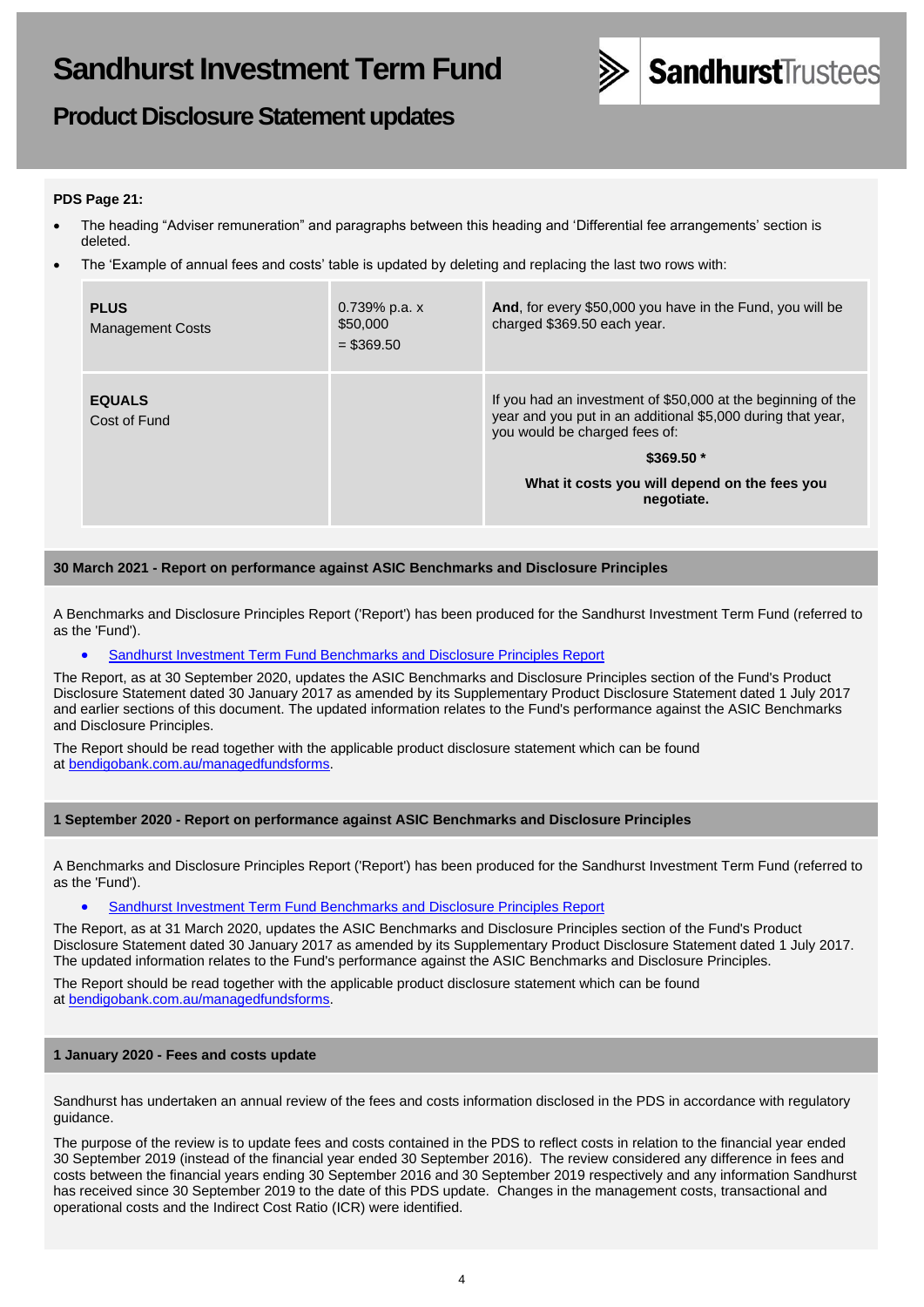# Sandhurst Investment Term Fund

## Product Disclosure Statement updates

**PDS Page 21:**

- The heading “Adviser remuneration” and paragraphs between this heading and ‘Differential fee arrangements’ section is deleted.
- The ‘Example of annual fees and costs’ table is updated by deleting and replacing the last two rows with:

| | | |
|---|---|---|
| **PLUS**<br>Management Costs | 0.739% p.a. x $50,000<br>= $369.50 | **And**, for every $50,000 you have in the Fund, you will be charged $369.50 each year. |
| **EQUALS**<br>Cost of Fund | | If you had an investment of $50,000 at the beginning of the year and you put in an additional $5,000 during that year, you would be charged fees of:<br>**$369.50 ***<br>**What it costs you will depend on the fees you negotiate.** |

### 30 March 2021 - Report on performance against ASIC Benchmarks and Disclosure Principles

A Benchmarks and Disclosure Principles Report ('Report') has been produced for the Sandhurst Investment Term Fund (referred to as the 'Fund').

- Sandhurst Investment Term Fund Benchmarks and Disclosure Principles Report

The Report, as at 30 September 2020, updates the ASIC Benchmarks and Disclosure Principles section of the Fund's Product Disclosure Statement dated 30 January 2017 as amended by its Supplementary Product Disclosure Statement dated 1 July 2017 and earlier sections of this document. The updated information relates to the Fund's performance against the ASIC Benchmarks and Disclosure Principles.

The Report should be read together with the applicable product disclosure statement which can be found at bendigobank.com.au/managedfundsforms.

### 1 September 2020 - Report on performance against ASIC Benchmarks and Disclosure Principles

A Benchmarks and Disclosure Principles Report ('Report') has been produced for the Sandhurst Investment Term Fund (referred to as the 'Fund').

- Sandhurst Investment Term Fund Benchmarks and Disclosure Principles Report

The Report, as at 31 March 2020, updates the ASIC Benchmarks and Disclosure Principles section of the Fund's Product Disclosure Statement dated 30 January 2017 as amended by its Supplementary Product Disclosure Statement dated 1 July 2017. The updated information relates to the Fund's performance against the ASIC Benchmarks and Disclosure Principles.

The Report should be read together with the applicable product disclosure statement which can be found at bendigobank.com.au/managedfundsforms.

### 1 January 2020 - Fees and costs update

Sandhurst has undertaken an annual review of the fees and costs information disclosed in the PDS in accordance with regulatory guidance.

The purpose of the review is to update fees and costs contained in the PDS to reflect costs in relation to the financial year ended 30 September 2019 (instead of the financial year ended 30 September 2016). The review considered any difference in fees and costs between the financial years ending 30 September 2016 and 30 September 2019 respectively and any information Sandhurst has received since 30 September 2019 to the date of this PDS update. Changes in the management costs, transactional and operational costs and the Indirect Cost Ratio (ICR) were identified.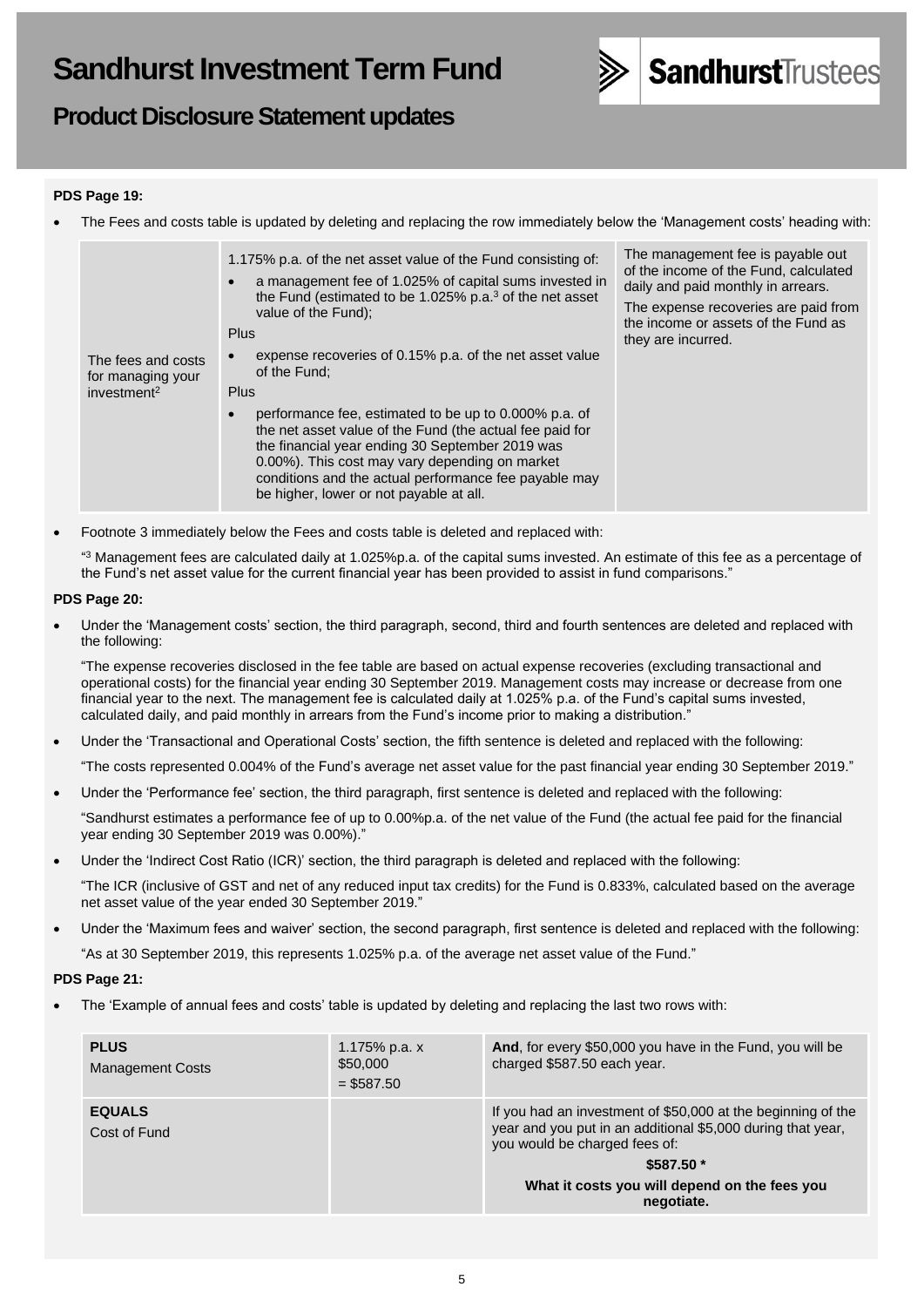# Sandhurst Investment Term Fund

## Product Disclosure Statement updates

**PDS Page 19:**

- The Fees and costs table is updated by deleting and replacing the row immediately below the 'Management costs' heading with:

| | | |
|---|---|---|
| The fees and costs for managing your investment[2] | 1.175% p.a. of the net asset value of the Fund consisting of:<br>• a management fee of 1.025% of capital sums invested in the Fund (estimated to be 1.025% p.a.[3] of the net asset value of the Fund);<br>Plus<br>• expense recoveries of 0.15% p.a. of the net asset value of the Fund;<br>Plus<br>• performance fee, estimated to be up to 0.000% p.a. of the net asset value of the Fund (the actual fee paid for the financial year ending 30 September 2019 was 0.00%). This cost may vary depending on market conditions and the actual performance fee payable may be higher, lower or not payable at all. | The management fee is payable out of the income of the Fund, calculated daily and paid monthly in arrears.<br>The expense recoveries are paid from the income or assets of the Fund as they are incurred. |

- Footnote 3 immediately below the Fees and costs table is deleted and replaced with:

  "[3] Management fees are calculated daily at 1.025%p.a. of the capital sums invested. An estimate of this fee as a percentage of the Fund's net asset value for the current financial year has been provided to assist in fund comparisons."

**PDS Page 20:**

- Under the 'Management costs' section, the third paragraph, second, third and fourth sentences are deleted and replaced with the following:

  "The expense recoveries disclosed in the fee table are based on actual expense recoveries (excluding transactional and operational costs) for the financial year ending 30 September 2019. Management costs may increase or decrease from one financial year to the next. The management fee is calculated daily at 1.025% p.a. of the Fund's capital sums invested, calculated daily, and paid monthly in arrears from the Fund's income prior to making a distribution."

- Under the 'Transactional and Operational Costs' section, the fifth sentence is deleted and replaced with the following:

  "The costs represented 0.004% of the Fund's average net asset value for the past financial year ending 30 September 2019."

- Under the 'Performance fee' section, the third paragraph, first sentence is deleted and replaced with the following:

  "Sandhurst estimates a performance fee of up to 0.00%p.a. of the net value of the Fund (the actual fee paid for the financial year ending 30 September 2019 was 0.00%)."

- Under the 'Indirect Cost Ratio (ICR)' section, the third paragraph is deleted and replaced with the following:

  "The ICR (inclusive of GST and net of any reduced input tax credits) for the Fund is 0.833%, calculated based on the average net asset value of the year ended 30 September 2019."

- Under the 'Maximum fees and waiver' section, the second paragraph, first sentence is deleted and replaced with the following:

  "As at 30 September 2019, this represents 1.025% p.a. of the average net asset value of the Fund."

**PDS Page 21:**

- The 'Example of annual fees and costs' table is updated by deleting and replacing the last two rows with:

| | | |
|---|---|---|
| **PLUS**<br>Management Costs | 1.175% p.a. x $50,000 = $587.50 | **And**, for every $50,000 you have in the Fund, you will be charged $587.50 each year. |
| **EQUALS**<br>Cost of Fund | | If you had an investment of $50,000 at the beginning of the year and you put in an additional $5,000 during that year, you would be charged fees of:<br>**$587.50 ***<br>**What it costs you will depend on the fees you negotiate.** |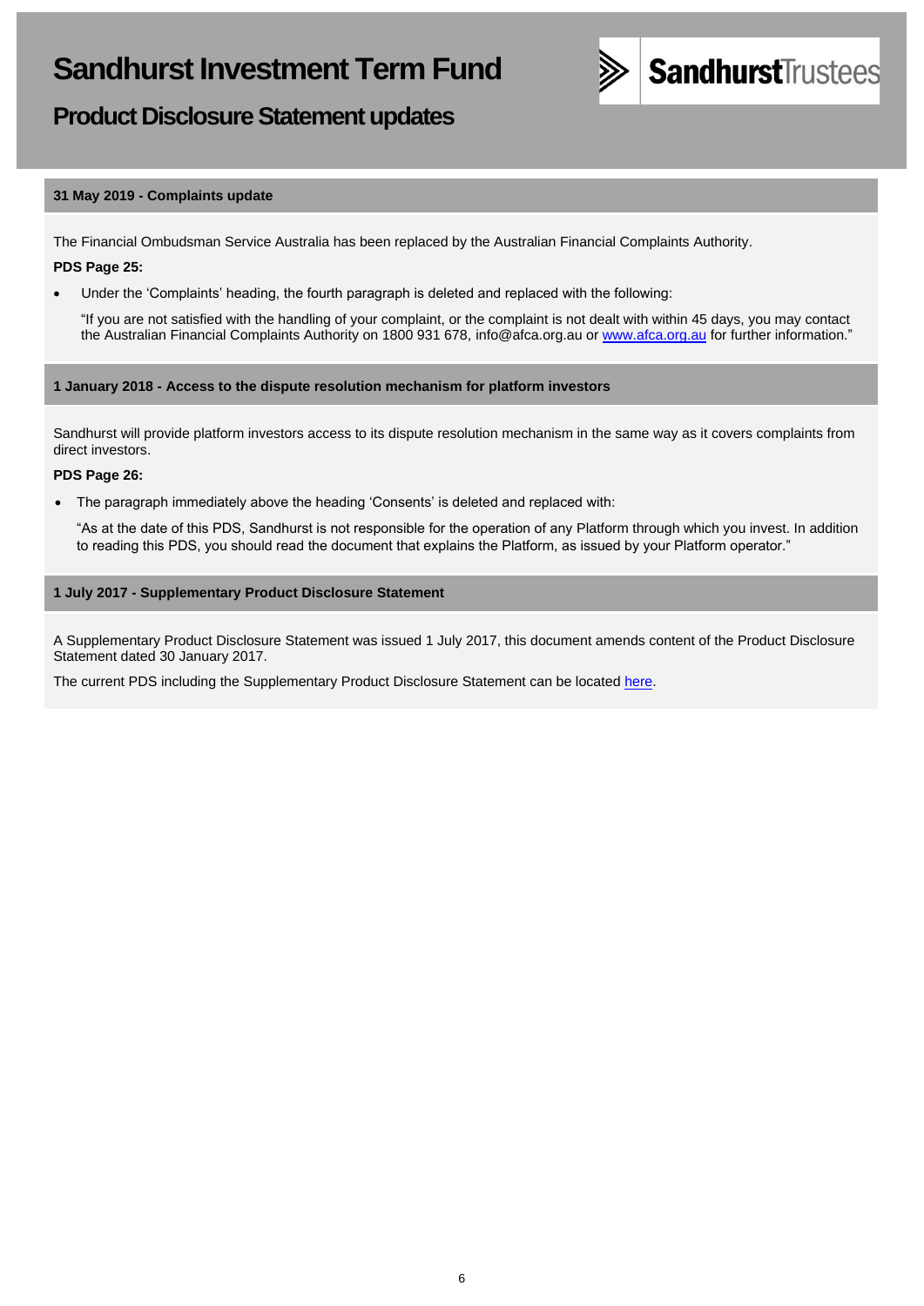# Sandhurst Investment Term Fund

## Product Disclosure Statement updates

SandhurstTrustees

### 31 May 2019 - Complaints update

The Financial Ombudsman Service Australia has been replaced by the Australian Financial Complaints Authority.

**PDS Page 25:**

- Under the 'Complaints' heading, the fourth paragraph is deleted and replaced with the following:

  "If you are not satisfied with the handling of your complaint, or the complaint is not dealt with within 45 days, you may contact the Australian Financial Complaints Authority on 1800 931 678, info@afca.org.au or www.afca.org.au for further information."

### 1 January 2018 - Access to the dispute resolution mechanism for platform investors

Sandhurst will provide platform investors access to its dispute resolution mechanism in the same way as it covers complaints from direct investors.

**PDS Page 26:**

- The paragraph immediately above the heading 'Consents' is deleted and replaced with:

  "As at the date of this PDS, Sandhurst is not responsible for the operation of any Platform through which you invest. In addition to reading this PDS, you should read the document that explains the Platform, as issued by your Platform operator."

### 1 July 2017 - Supplementary Product Disclosure Statement

A Supplementary Product Disclosure Statement was issued 1 July 2017, this document amends content of the Product Disclosure Statement dated 30 January 2017.

The current PDS including the Supplementary Product Disclosure Statement can be located here.